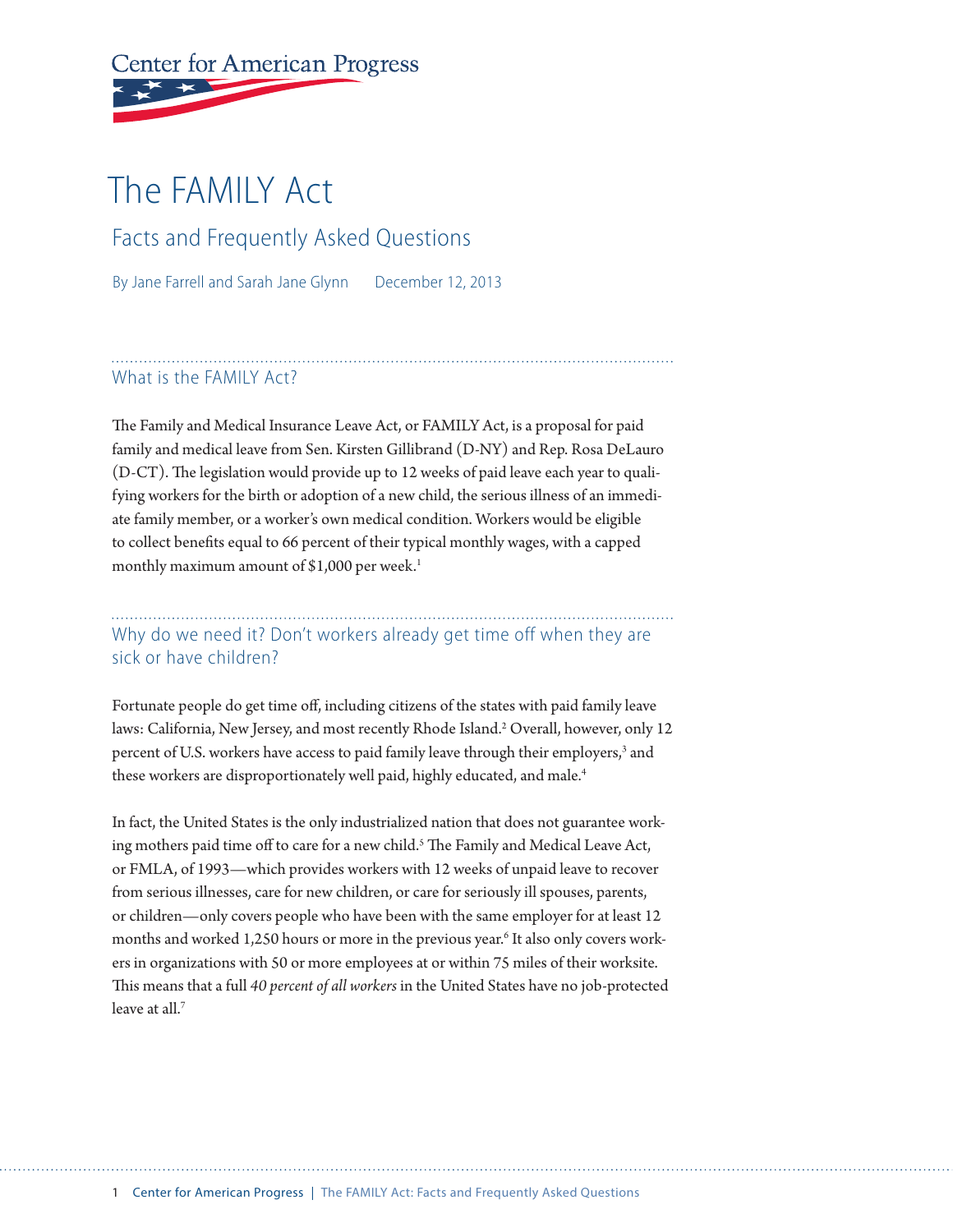Center for American Progress

# The FAMILY Act

## Facts and Frequently Asked Questions

By Jane Farrell and Sarah Jane Glynn   December 12, 2013

### What is the FAMILY Act?

The Family and Medical Insurance Leave Act, or FAMILY Act, is a proposal for paid family and medical leave from Sen. Kirsten Gillibrand (D-NY) and Rep. Rosa DeLauro (D-CT). The legislation would provide up to 12 weeks of paid leave each year to qualifying workers for the birth or adoption of a new child, the serious illness of an immediate family member, or a worker's own medical condition. Workers would be eligible to collect benefits equal to 66 percent of their typical monthly wages, with a capped monthly maximum amount of $1,000 per week.[1]

### Why do we need it? Don't workers already get time off when they are sick or have children?

Fortunate people do get time off, including citizens of the states with paid family leave laws: California, New Jersey, and most recently Rhode Island.[2] Overall, however, only 12 percent of U.S. workers have access to paid family leave through their employers,[3] and these workers are disproportionately well paid, highly educated, and male.[4]

In fact, the United States is the only industrialized nation that does not guarantee working mothers paid time off to care for a new child.[5] The Family and Medical Leave Act, or FMLA, of 1993—which provides workers with 12 weeks of unpaid leave to recover from serious illnesses, care for new children, or care for seriously ill spouses, parents, or children—only covers people who have been with the same employer for at least 12 months and worked 1,250 hours or more in the previous year.[6] It also only covers workers in organizations with 50 or more employees at or within 75 miles of their worksite. This means that a full *40 percent of all workers* in the United States have no job-protected leave at all.[7]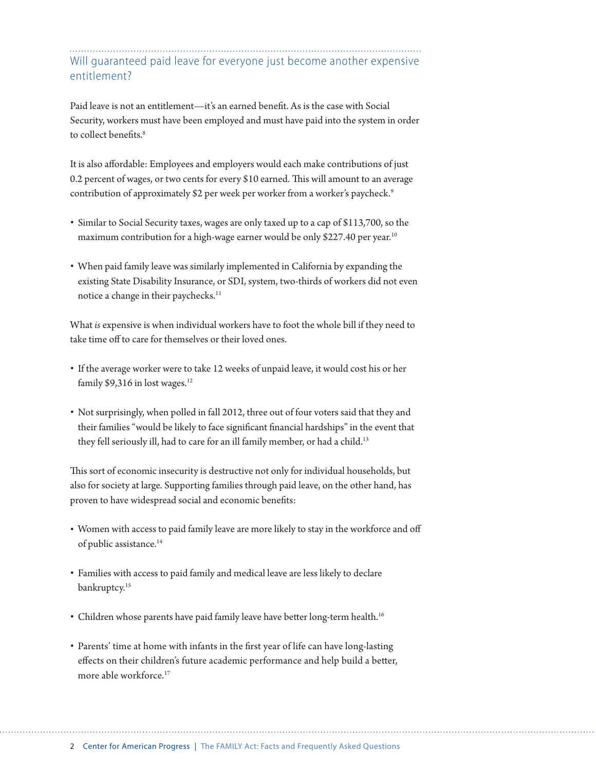## Will guaranteed paid leave for everyone just become another expensive entitlement?

Paid leave is not an entitlement—it's an earned benefit. As is the case with Social Security, workers must have been employed and must have paid into the system in order to collect benefits.[8]

It is also affordable: Employees and employers would each make contributions of just 0.2 percent of wages, or two cents for every $10 earned. This will amount to an average contribution of approximately $2 per week per worker from a worker's paycheck.[9]

- Similar to Social Security taxes, wages are only taxed up to a cap of $113,700, so the maximum contribution for a high-wage earner would be only $227.40 per year.[10]
- When paid family leave was similarly implemented in California by expanding the existing State Disability Insurance, or SDI, system, two-thirds of workers did not even notice a change in their paychecks.[11]

What *is* expensive is when individual workers have to foot the whole bill if they need to take time off to care for themselves or their loved ones.

- If the average worker were to take 12 weeks of unpaid leave, it would cost his or her family $9,316 in lost wages.[12]
- Not surprisingly, when polled in fall 2012, three out of four voters said that they and their families "would be likely to face significant financial hardships" in the event that they fell seriously ill, had to care for an ill family member, or had a child.[13]

This sort of economic insecurity is destructive not only for individual households, but also for society at large. Supporting families through paid leave, on the other hand, has proven to have widespread social and economic benefits:

- Women with access to paid family leave are more likely to stay in the workforce and off of public assistance.[14]
- Families with access to paid family and medical leave are less likely to declare bankruptcy.[15]
- Children whose parents have paid family leave have better long-term health.[16]
- Parents' time at home with infants in the first year of life can have long-lasting effects on their children's future academic performance and help build a better, more able workforce.[17]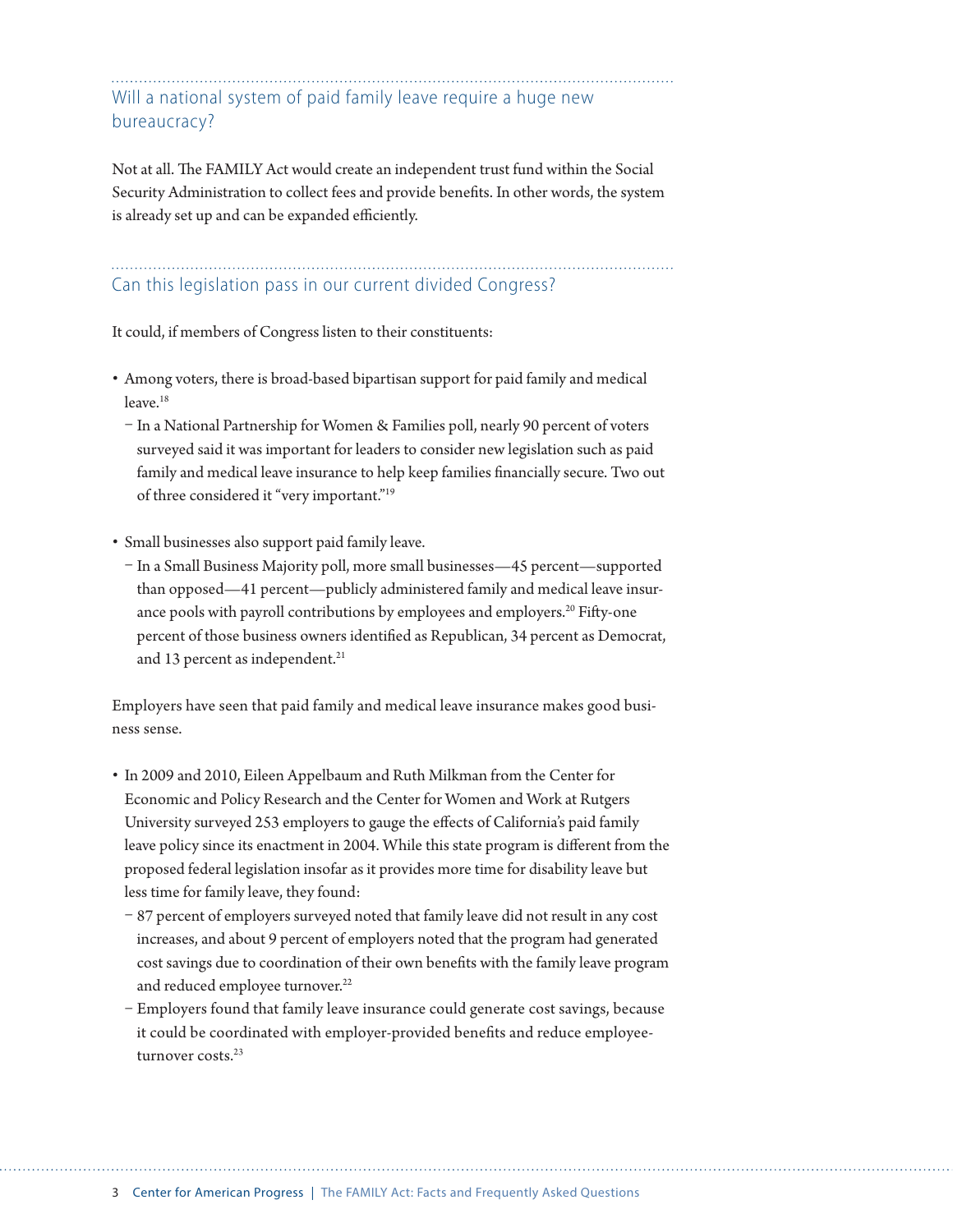## Will a national system of paid family leave require a huge new bureaucracy?

Not at all. The FAMILY Act would create an independent trust fund within the Social Security Administration to collect fees and provide benefits. In other words, the system is already set up and can be expanded efficiently.

## Can this legislation pass in our current divided Congress?

It could, if members of Congress listen to their constituents:

- Among voters, there is broad-based bipartisan support for paid family and medical leave.[18]
  - In a National Partnership for Women & Families poll, nearly 90 percent of voters surveyed said it was important for leaders to consider new legislation such as paid family and medical leave insurance to help keep families financially secure. Two out of three considered it "very important."[19]
- Small businesses also support paid family leave.
  - In a Small Business Majority poll, more small businesses—45 percent—supported than opposed—41 percent—publicly administered family and medical leave insurance pools with payroll contributions by employees and employers.[20] Fifty-one percent of those business owners identified as Republican, 34 percent as Democrat, and 13 percent as independent.[21]

Employers have seen that paid family and medical leave insurance makes good business sense.

- In 2009 and 2010, Eileen Appelbaum and Ruth Milkman from the Center for Economic and Policy Research and the Center for Women and Work at Rutgers University surveyed 253 employers to gauge the effects of California's paid family leave policy since its enactment in 2004. While this state program is different from the proposed federal legislation insofar as it provides more time for disability leave but less time for family leave, they found:
  - 87 percent of employers surveyed noted that family leave did not result in any cost increases, and about 9 percent of employers noted that the program had generated cost savings due to coordination of their own benefits with the family leave program and reduced employee turnover.[22]
  - Employers found that family leave insurance could generate cost savings, because it could be coordinated with employer-provided benefits and reduce employee-turnover costs.[23]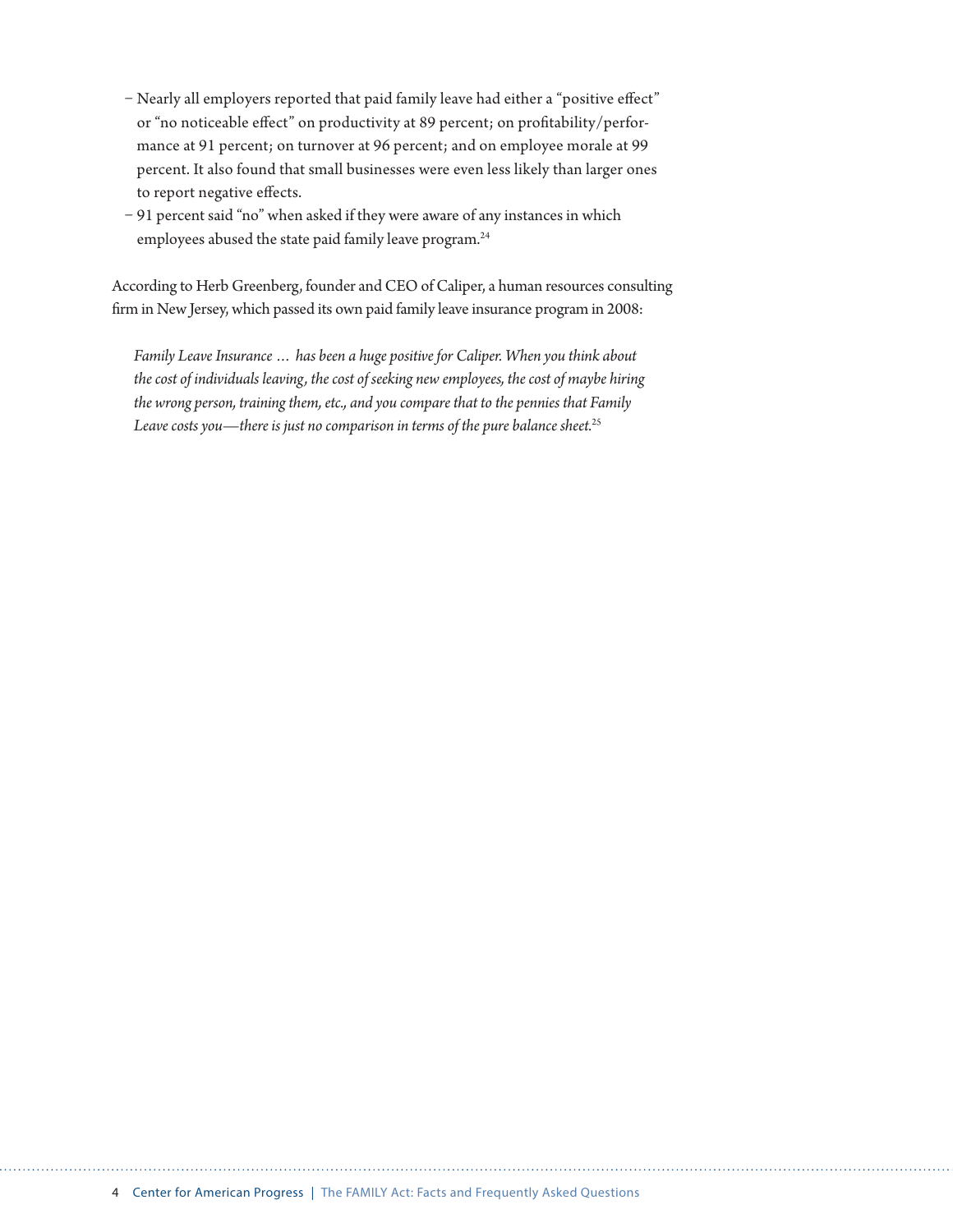- Nearly all employers reported that paid family leave had either a "positive effect" or "no noticeable effect" on productivity at 89 percent; on profitability/performance at 91 percent; on turnover at 96 percent; and on employee morale at 99 percent. It also found that small businesses were even less likely than larger ones to report negative effects.
- 91 percent said "no" when asked if they were aware of any instances in which employees abused the state paid family leave program.[24]

According to Herb Greenberg, founder and CEO of Caliper, a human resources consulting firm in New Jersey, which passed its own paid family leave insurance program in 2008:

> *Family Leave Insurance … has been a huge positive for Caliper. When you think about the cost of individuals leaving, the cost of seeking new employees, the cost of maybe hiring the wrong person, training them, etc., and you compare that to the pennies that Family Leave costs you—there is just no comparison in terms of the pure balance sheet.*[25]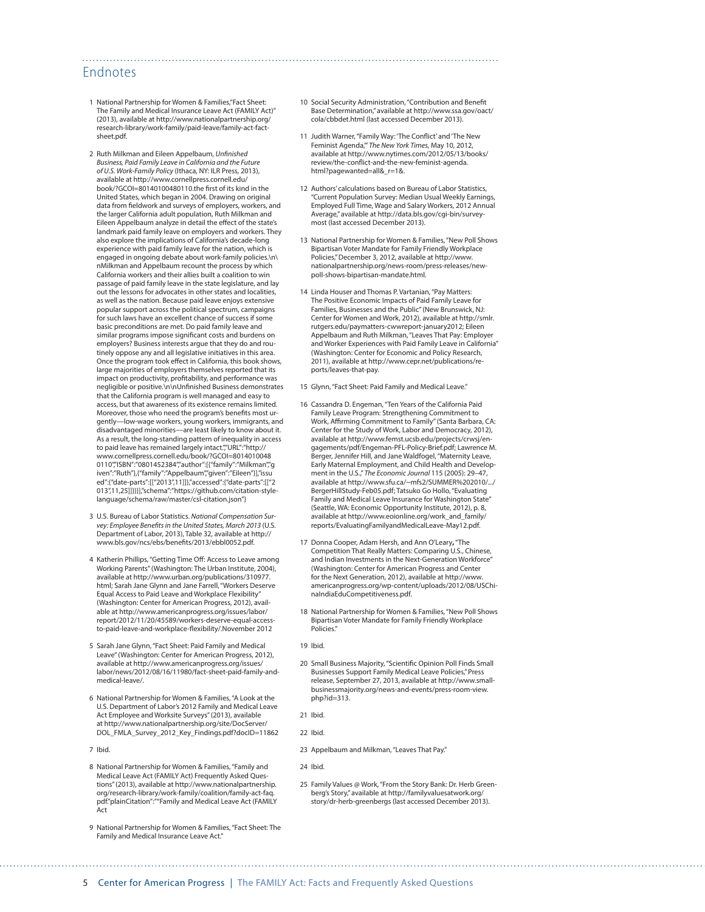## Endnotes

1 National Partnership for Women & Families,"Fact Sheet: The Family and Medical Insurance Leave Act (FAMILY Act)" (2013), available at http://www.nationalpartnership.org/research-library/work-family/paid-leave/family-act-fact-sheet.pdf.

2 Ruth Milkman and Eileen Appelbaum, *Unfinished Business, Paid Family Leave in California and the Future of U.S. Work-Family Policy* (Ithaca, NY: ILR Press, 2013), available at http://www.cornellpress.cornell.edu/book/?GCOI=80140100480110.the first of its kind in the United States, which began in 2004. Drawing on original data from fieldwork and surveys of employers, workers, and the larger California adult population, Ruth Milkman and Eileen Appelbaum analyze in detail the effect of the state's landmark paid family leave on employers and workers. They also explore the implications of California's decade-long experience with paid family leave for the nation, which is engaged in ongoing debate about work-family policies.\n\nMilkman and Appelbaum recount the process by which California workers and their allies built a coalition to win passage of paid family leave in the state legislature, and lay out the lessons for advocates in other states and localities, as well as the nation. Because paid leave enjoys extensive popular support across the political spectrum, campaigns for such laws have an excellent chance of success if some basic preconditions are met. Do paid family leave and similar programs impose significant costs and burdens on employers? Business interests argue that they do and routinely oppose any and all legislative initiatives in this area. Once the program took effect in California, this book shows, large majorities of employers themselves reported that its impact on productivity, profitability, and performance was negligible or positive.\n\nUnfinished Business demonstrates that the California program is well managed and easy to access, but that awareness of its existence remains limited. Moreover, those who need the program's benefits most urgently—low-wage workers, young workers, immigrants, and disadvantaged minorities—are least likely to know about it. As a result, the long-standing pattern of inequality in access to paid leave has remained largely intact.","URL":"http://www.cornellpress.cornell.edu/book/?GCOI=80140100480110","ISBN":"0801452384","author":[{"family":"Milkman","given":"Ruth"},{"family":"Appelbaum","given":"Eileen"}],"issued":{"date-parts":[["2013",11]]},"accessed":{"date-parts":[["2013",11,25]]}}}],"schema":"https://github.com/citation-style-language/schema/raw/master/csl-citation.json"}

3 U.S. Bureau of Labor Statistics. *National Compensation Survey: Employee Benefits in the United States, March 2013* (U.S. Department of Labor, 2013), Table 32, available at http://www.bls.gov/ncs/ebs/benefits/2013/ebbl0052.pdf.

4 Katherin Phillips, "Getting Time Off: Access to Leave among Working Parents" (Washington: The Urban Institute, 2004), available at http://www.urban.org/publications/310977.html; Sarah Jane Glynn and Jane Farrell, "Workers Deserve Equal Access to Paid Leave and Workplace Flexibility" (Washington: Center for American Progress, 2012), available at http://www.americanprogress.org/issues/labor/report/2012/11/20/45589/workers-deserve-equal-access-to-paid-leave-and-workplace-flexibility/.November 2012

5 Sarah Jane Glynn, "Fact Sheet: Paid Family and Medical Leave" (Washington: Center for American Progress, 2012), available at http://www.americanprogress.org/issues/labor/news/2012/08/16/11980/fact-sheet-paid-family-and-medical-leave/.

6 National Partnership for Women & Families, "A Look at the U.S. Department of Labor's 2012 Family and Medical Leave Act Employee and Worksite Surveys" (2013), available at http://www.nationalpartnership.org/site/DocServer/DOL_FMLA_Survey_2012_Key_Findings.pdf?docID=11862

7 Ibid.

8 National Partnership for Women & Families, "Family and Medical Leave Act (FAMILY Act) Frequently Asked Questions" (2013), available at http://www.nationalpartnership.org/research-library/work-family/coalition/family-act-faq.pdf."plainCitation":""Family and Medical Leave Act (FAMILY Act

9 National Partnership for Women & Families, "Fact Sheet: The Family and Medical Insurance Leave Act."

10 Social Security Administration, "Contribution and Benefit Base Determination," available at http://www.ssa.gov/oact/cola/cbbdet.html (last accessed December 2013).

11 Judith Warner, "Family Way: 'The Conflict' and 'The New Feminist Agenda,'" *The New York Times*, May 10, 2012, available at http://www.nytimes.com/2012/05/13/books/review/the-conflict-and-the-new-feminist-agenda.html?pagewanted=all&_r=1&.

12 Authors' calculations based on Bureau of Labor Statistics, "Current Population Survey: Median Usual Weekly Earnings, Employed Full Time, Wage and Salary Workers, 2012 Annual Average," available at http://data.bls.gov/cgi-bin/surveymost (last accessed December 2013).

13 National Partnership for Women & Families, "New Poll Shows Bipartisan Voter Mandate for Family Friendly Workplace Policies," December 3, 2012, available at http://www.nationalpartnership.org/news-room/press-releases/new-poll-shows-bipartisan-mandate.html.

14 Linda Houser and Thomas P. Vartanian, "Pay Matters: The Positive Economic Impacts of Paid Family Leave for Families, Businesses and the Public" (New Brunswick, NJ: Center for Women and Work, 2012), available at http://smlr.rutgers.edu/paymatters-cwwreport-january2012; Eileen Appelbaum and Ruth Milkman, "Leaves That Pay: Employer and Worker Experiences with Paid Family Leave in California" (Washington: Center for Economic and Policy Research, 2011), available at http://www.cepr.net/publications/reports/leaves-that-pay.

15 Glynn, "Fact Sheet: Paid Family and Medical Leave."

16 Cassandra D. Engeman, "Ten Years of the California Paid Family Leave Program: Strengthening Commitment to Work, Affirming Commitment to Family" (Santa Barbara, CA: Center for the Study of Work, Labor and Democracy, 2012), available at http://www.femst.ucsb.edu/projects/crwsj/engagements/pdf/Engeman-PFL-Policy-Brief.pdf; Lawrence M. Berger, Jennifer Hill, and Jane Waldfogel, "Maternity Leave, Early Maternal Employment, and Child Health and Development in the U.S.," *The Economic Journal* 115 (2005): 29–47, available at http://www.sfu.ca/~mfs2/SUMMER%202010/.../BergerHillStudy-Feb05.pdf; Tatsuko Go Hollo, "Evaluating Family and Medical Leave Insurance for Washington State" (Seattle, WA: Economic Opportunity Institute, 2012), p. 8, available at http://www.eoionline.org/work_and_family/reports/EvaluatingFamilyandMedicalLeave-May12.pdf.

17 Donna Cooper, Adam Hersh, and Ann O'Leary, "The Competition That Really Matters: Comparing U.S., Chinese, and Indian Investments in the Next-Generation Workforce" (Washington: Center for American Progress and Center for the Next Generation, 2012), available at http://www.americanprogress.org/wp-content/uploads/2012/08/USChinaIndiaEduCompetitiveness.pdf.

18 National Partnership for Women & Families, "New Poll Shows Bipartisan Voter Mandate for Family Friendly Workplace Policies."

19 Ibid.

20 Small Business Majority, "Scientific Opinion Poll Finds Small Businesses Support Family Medical Leave Policies," Press release, September 27, 2013, available at http://www.smallbusinessmajority.org/news-and-events/press-room-view.php?id=313.

21 Ibid.

22 Ibid.

23 Appelbaum and Milkman, "Leaves That Pay."

24 Ibid.

25 Family Values @ Work, "From the Story Bank: Dr. Herb Greenberg's Story," available at http://familyvaluesatwork.org/story/dr-herb-greenbergs (last accessed December 2013).